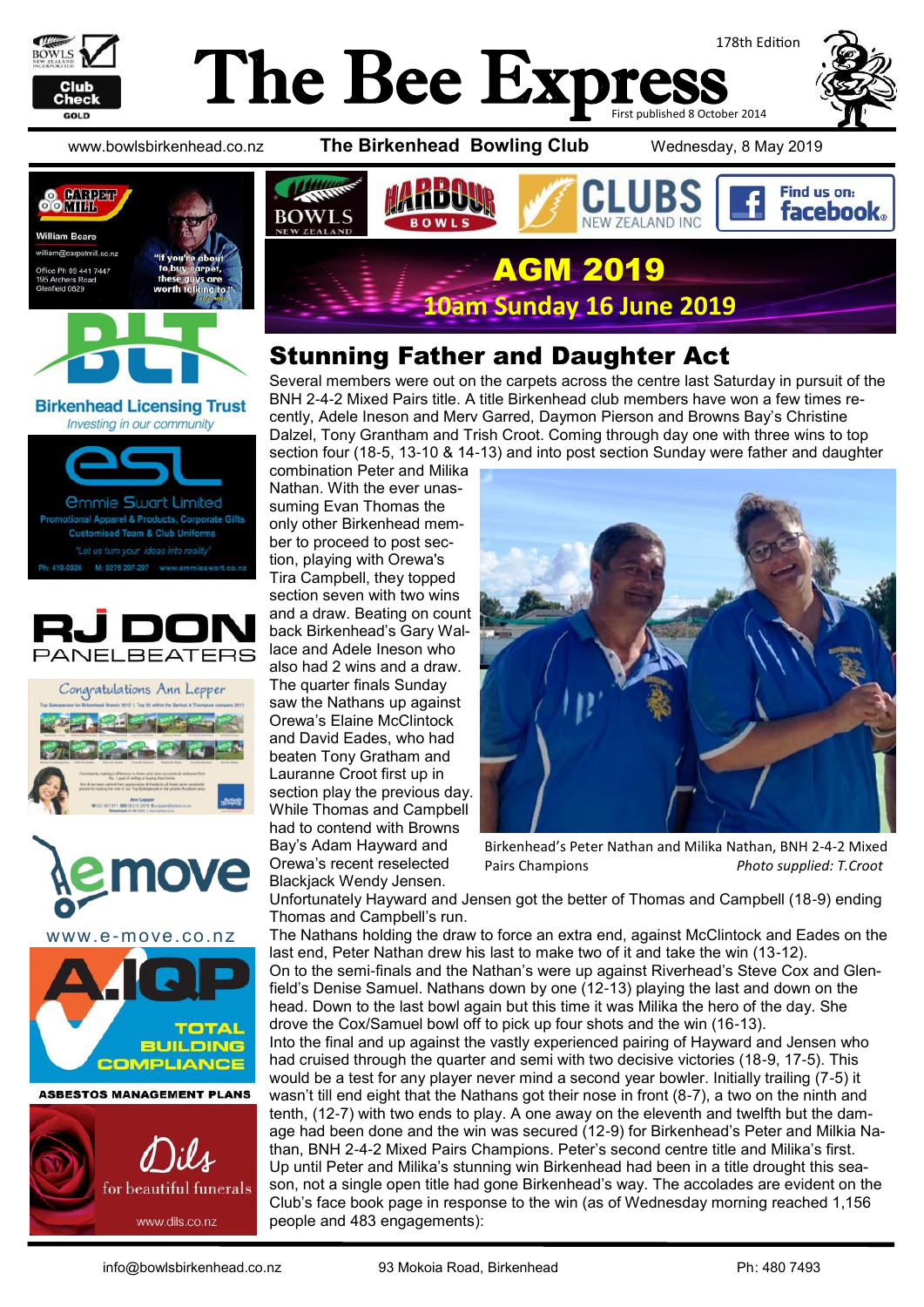# The Bee Express

178th Edition

First published 8 October 2014

www.bowlsbirkenhead.co.nz **The Birkenhead Bowling Club** Wednesday, 8 May 2019

**AGM 2019**

**10am Sunday 16 June 2019**

## Stunning Father and Daughter Act

Several members were out on the carpets across the centre last Saturday in pursuit of the BNH 2-4-2 Mixed Pairs title. A title Birkenhead club members have won a few times recently, Adele Ineson and Merv Garred, Daymon Pierson and Browns Bay's Christine Dalzel, Tony Grantham and Trish Croot. Coming through day one with three wins to top section four (18-5, 13-10 & 14-13) and into post section Sunday were father and daughter combination Peter and Milika Nathan. With the ever unassuming Evan Thomas the only other Birkenhead member to proceed to post section, playing with Orewa's Tira Campbell, they topped section seven with two wins and a draw. Beating on count back Birkenhead's Gary Wallace and Adele Ineson who also had 2 wins and a draw. The quarter finals Sunday saw the Nathans up against Orewa's Elaine McClintock and David Eades, who had beaten Tony Gratham and Lauranne Croot first up in section play the previous day. While Thomas and Campbell had to contend with Browns Bay's Adam Hayward and Orewa's recent reselected Blackjack Wendy Jensen.

Birkenhead's Peter Nathan and Milika Nathan, BNH 2-4-2 Mixed Pairs Champions *Photo supplied: T.Croot*

Unfortunately Hayward and Jensen got the better of Thomas and Campbell (18-9) ending Thomas and Campbell's run.

The Nathans holding the draw to force an extra end, against McClintock and Eades on the last end, Peter Nathan drew his last to make two of it and take the win (13-12).

On to the semi-finals and the Nathan's were up against Riverhead's Steve Cox and Glenfield's Denise Samuel. Nathans down by one (12-13) playing the last and down on the head. Down to the last bowl again but this time it was Milika the hero of the day. She drove the Cox/Samuel bowl off to pick up four shots and the win (16-13).

Into the final and up against the vastly experienced pairing of Hayward and Jensen who had cruised through the quarter and semi with two decisive victories (18-9, 17-5). This would be a test for any player never mind a second year bowler. Initially trailing (7-5) it wasn't till end eight that the Nathans got their nose in front (8-7), a two on the ninth and tenth, (12-7) with two ends to play. A one away on the eleventh and twelfth but the damage had been done and the win was secured (12-9) for Birkenhead's Peter and Milkia Nathan, BNH 2-4-2 Mixed Pairs Champions. Peter's second centre title and Milika's first.

Up until Peter and Milika's stunning win Birkenhead had been in a title drought this season, not a single open title had gone Birkenhead's way. The accolades are evident on the Club's face book page in response to the win (as of Wednesday morning reached 1,156 people and 483 engagements):

info@bowlsbirkenhead.co.nz 93 Mokoia Road, Birkenhead Ph: 480 7493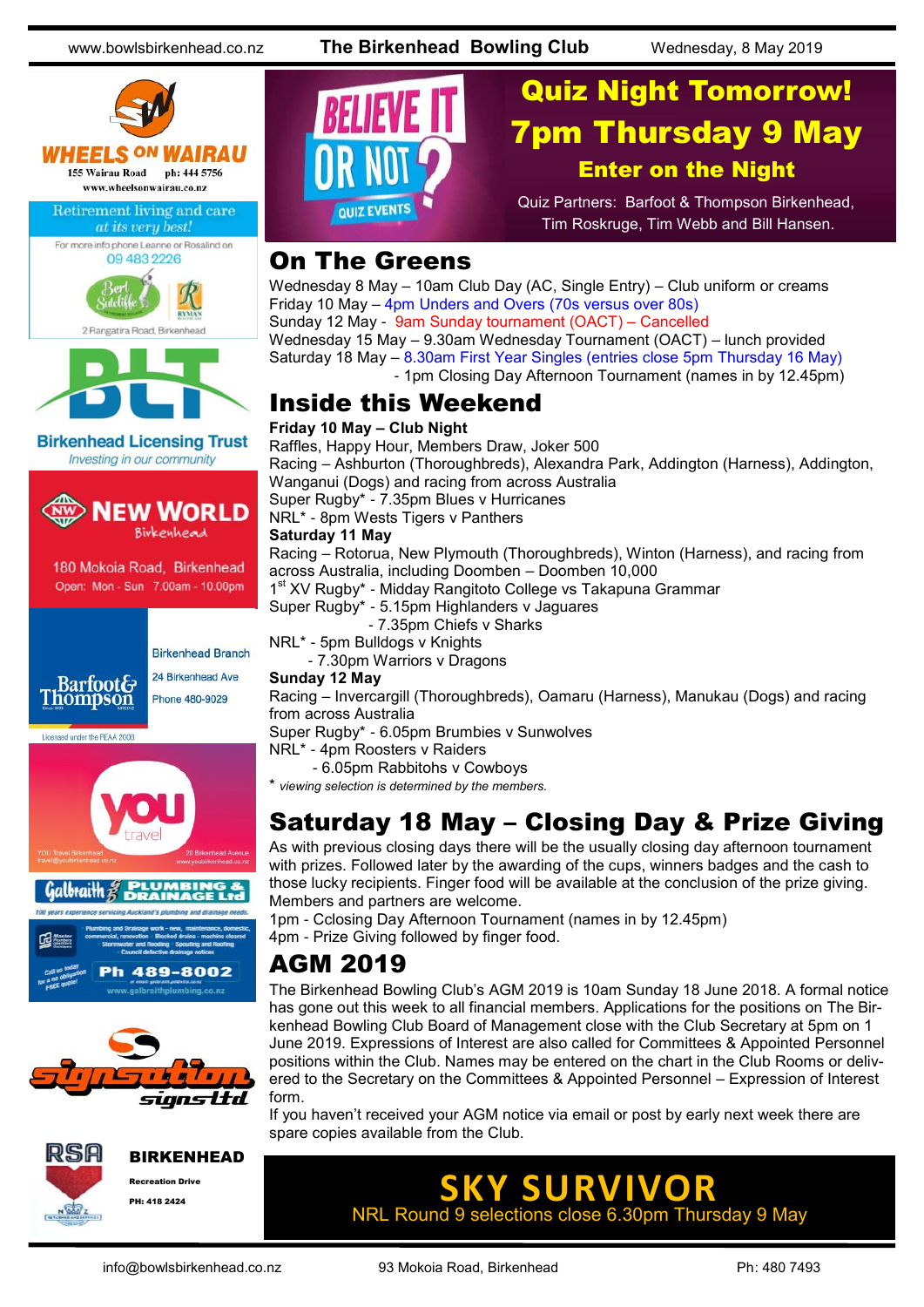# Quiz Night Tomorrow!

## 7pm Thursday 9 May

### Enter on the Night

BELIEVE IT OR NOT? QUIZ EVENTS

Quiz Partners: Barfoot & Thompson Birkenhead, Tim Roskruge, Tim Webb and Bill Hansen.

## On The Greens

Wednesday 8 May – 10am Club Day (AC, Single Entry) – Club uniform or creams
Friday 10 May – 4pm Unders and Overs (70s versus over 80s)
Sunday 12 May - 9am Sunday tournament (OACT) – Cancelled
Wednesday 15 May – 9.30am Wednesday Tournament (OACT) – lunch provided
Saturday 18 May – 8.30am First Year Singles (entries close 5pm Thursday 16 May)
- 1pm Closing Day Afternoon Tournament (names in by 12.45pm)

## Inside this Weekend

**Friday 10 May – Club Night**

Raffles, Happy Hour, Members Draw, Joker 500
Racing – Ashburton (Thoroughbreds), Alexandra Park, Addington (Harness), Addington, Wanganui (Dogs) and racing from across Australia
Super Rugby* - 7.35pm Blues v Hurricanes
NRL* - 8pm Wests Tigers v Panthers

**Saturday 11 May**

Racing – Rotorua, New Plymouth (Thoroughbreds), Winton (Harness), and racing from across Australia, including Doomben – Doomben 10,000
1st XV Rugby* - Midday Rangitoto College vs Takapuna Grammar
Super Rugby* - 5.15pm Highlanders v Jaguares
- 7.35pm Chiefs v Sharks
NRL* - 5pm Bulldogs v Knights
- 7.30pm Warriors v Dragons

**Sunday 12 May**

Racing – Invercargill (Thoroughbreds), Oamaru (Harness), Manukau (Dogs) and racing from across Australia
Super Rugby* - 6.05pm Brumbies v Sunwolves
NRL* - 4pm Roosters v Raiders
- 6.05pm Rabbitohs v Cowboys

* *viewing selection is determined by the members.*

## Saturday 18 May – Closing Day & Prize Giving

As with previous closing days there will be the usually closing day afternoon tournament with prizes. Followed later by the awarding of the cups, winners badges and the cash to those lucky recipients. Finger food will be available at the conclusion of the prize giving. Members and partners are welcome.

1pm - Cclosing Day Afternoon Tournament (names in by 12.45pm)
4pm - Prize Giving followed by finger food.

## AGM 2019

The Birkenhead Bowling Club's AGM 2019 is 10am Sunday 18 June 2018. A formal notice has gone out this week to all financial members. Applications for the positions on The Birkenhead Bowling Club Board of Management close with the Club Secretary at 5pm on 1 June 2019. Expressions of Interest are also called for Committees & Appointed Personnel positions within the Club. Names may be entered on the chart in the Club Rooms or delivered to the Secretary on the Committees & Appointed Personnel – Expression of Interest form.

If you haven't received your AGM notice via email or post by early next week there are spare copies available from the Club.

## SKY SURVIVOR

NRL Round 9 selections close 6.30pm Thursday 9 May

---

WHEELS ON WAIRAU — 155 Wairau Road ph: 444 5756 www.wheelsonwairau.co.nz

Retirement living and care at its very best! For more info phone Leanne or Rosalind on 09 483 2226 — Bert Sutcliffe, Ryman — 2 Rangatira Road, Birkenhead

BLT — Birkenhead Licensing Trust — Investing in our community

NEW WORLD Birkenhead — 180 Mokoia Road, Birkenhead — Open: Mon - Sun 7.00am - 10.00pm

Barfoot & Thompson — Birkenhead Branch — 24 Birkenhead Ave — Phone 480-9029 — Licensed under the REAA 2008

you travel — YOU Travel Birkenhead travel@youbirkenhead.co.nz — 20 Birkenhead Avenue www.youbirkenhead.co.nz

Galbraith Plumbing & Drainage Ltd — 100 years experience servicing Auckland's plumbing and drainage needs. — Ph 489-8002 — www.galbraithplumbing.co.nz

signsation signs ltd

RSA BIRKENHEAD — Recreation Drive — PH: 418 2424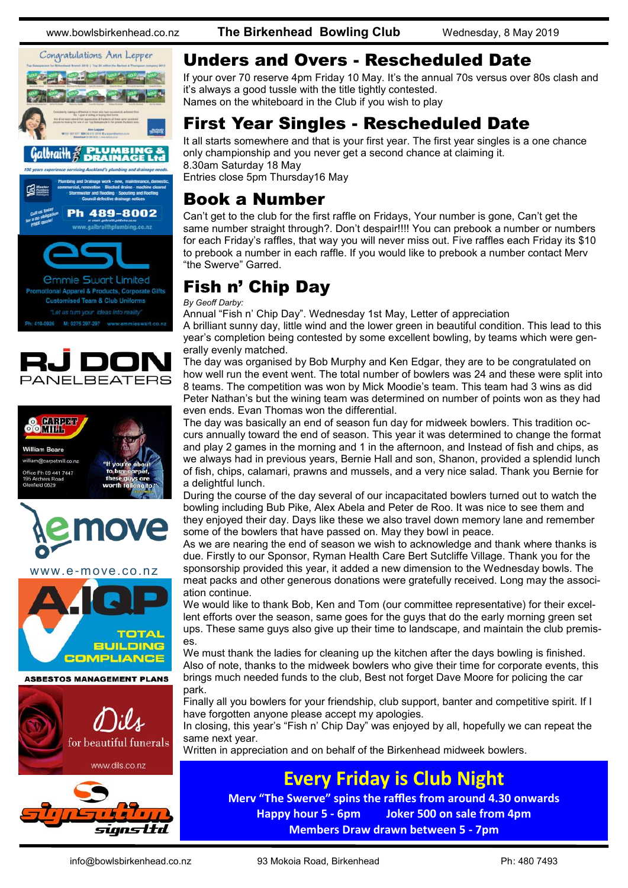## Unders and Overs - Rescheduled Date

If your over 70 reserve 4pm Friday 10 May. It's the annual 70s versus over 80s clash and it's always a good tussle with the title tightly contested.
Names on the whiteboard in the Club if you wish to play

## First Year Singles - Rescheduled Date

It all starts somewhere and that is your first year. The first year singles is a one chance only championship and you never get a second chance at claiming it.
8.30am Saturday 18 May
Entries close 5pm Thursday16 May

## Book a Number

Can't get to the club for the first raffle on Fridays, Your number is gone, Can't get the same number straight through?. Don't despair!!!! You can prebook a number or numbers for each Friday's raffles, that way you will never miss out. Five raffles each Friday its $10 to prebook a number in each raffle. If you would like to prebook a number contact Merv "the Swerve" Garred.

## Fish n' Chip Day

*By Geoff Darby:*

Annual "Fish n' Chip Day". Wednesday 1st May, Letter of appreciation

A brilliant sunny day, little wind and the lower green in beautiful condition. This lead to this year's completion being contested by some excellent bowling, by teams which were generally evenly matched.

The day was organised by Bob Murphy and Ken Edgar, they are to be congratulated on how well run the event went. The total number of bowlers was 24 and these were split into 8 teams. The competition was won by Mick Moodie's team. This team had 3 wins as did Peter Nathan's but the wining team was determined on number of points won as they had even ends. Evan Thomas won the differential.

The day was basically an end of season fun day for midweek bowlers. This tradition occurs annually toward the end of season. This year it was determined to change the format and play 2 games in the morning and 1 in the afternoon, and Instead of fish and chips, as we always had in previous years, Bernie Hall and son, Shanon, provided a splendid lunch of fish, chips, calamari, prawns and mussels, and a very nice salad. Thank you Bernie for a delightful lunch.

During the course of the day several of our incapacitated bowlers turned out to watch the bowling including Bub Pike, Alex Abela and Peter de Roo. It was nice to see them and they enjoyed their day. Days like these we also travel down memory lane and remember some of the bowlers that have passed on. May they bowl in peace.

As we are nearing the end of season we wish to acknowledge and thank where thanks is due. Firstly to our Sponsor, Ryman Health Care Bert Sutcliffe Village. Thank you for the sponsorship provided this year, it added a new dimension to the Wednesday bowls. The meat packs and other generous donations were gratefully received. Long may the association continue.

We would like to thank Bob, Ken and Tom (our committee representative) for their excellent efforts over the season, same goes for the guys that do the early morning green set ups. These same guys also give up their time to landscape, and maintain the club premises.

We must thank the ladies for cleaning up the kitchen after the days bowling is finished. Also of note, thanks to the midweek bowlers who give their time for corporate events, this brings much needed funds to the club, Best not forget Dave Moore for policing the car park.

Finally all you bowlers for your friendship, club support, banter and competitive spirit. If I have forgotten anyone please accept my apologies.

In closing, this year's "Fish n' Chip Day" was enjoyed by all, hopefully we can repeat the same next year.

Written in appreciation and on behalf of the Birkenhead midweek bowlers.

## Every Friday is Club Night

**Merv "The Swerve" spins the raffles from around 4.30 onwards**
**Happy hour 5 - 6pm     Joker 500 on sale from 4pm**
**Members Draw drawn between 5 - 7pm**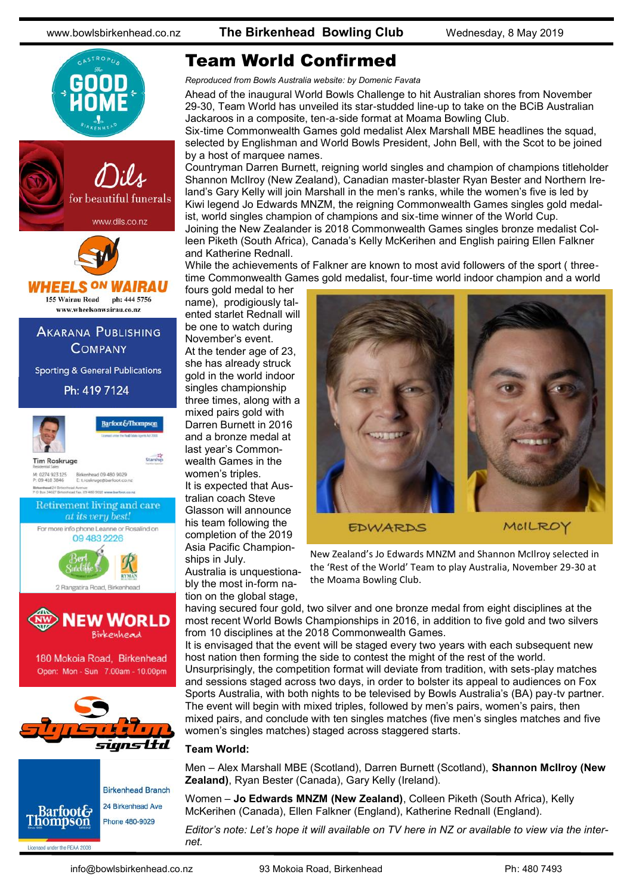# Team World Confirmed

*Reproduced from Bowls Australia website: by Domenic Favata*

Ahead of the inaugural World Bowls Challenge to hit Australian shores from November 29-30, Team World has unveiled its star-studded line-up to take on the BCiB Australian Jackaroos in a composite, ten-a-side format at Moama Bowling Club.

Six-time Commonwealth Games gold medalist Alex Marshall MBE headlines the squad, selected by Englishman and World Bowls President, John Bell, with the Scot to be joined by a host of marquee names.

Countryman Darren Burnett, reigning world singles and champion of champions titleholder Shannon McIlroy (New Zealand), Canadian master-blaster Ryan Bester and Northern Ireland's Gary Kelly will join Marshall in the men's ranks, while the women's five is led by Kiwi legend Jo Edwards MNZM, the reigning Commonwealth Games singles gold medalist, world singles champion of champions and six-time winner of the World Cup.

Joining the New Zealander is 2018 Commonwealth Games singles bronze medalist Colleen Piketh (South Africa), Canada's Kelly McKerihen and English pairing Ellen Falkner and Katherine Rednall.

While the achievements of Falkner are known to most avid followers of the sport ( three-time Commonwealth Games gold medalist, four-time world indoor champion and a world fours gold medal to her name), prodigiously talented starlet Rednall will be one to watch during November's event.

At the tender age of 23, she has already struck gold in the world indoor singles championship three times, along with a mixed pairs gold with Darren Burnett in 2016 and a bronze medal at last year's Commonwealth Games in the women's triples.

It is expected that Australian coach Steve Glasson will announce his team following the completion of the 2019 Asia Pacific Championships in July.

Australia is unquestionably the most in-form nation on the global stage, having secured four gold, two silver and one bronze medal from eight disciplines at the most recent World Bowls Championships in 2016, in addition to five gold and two silvers from 10 disciplines at the 2018 Commonwealth Games.

EDWARDS McILROY

New Zealand's Jo Edwards MNZM and Shannon McIlroy selected in the 'Rest of the World' Team to play Australia, November 29-30 at the Moama Bowling Club.

It is envisaged that the event will be staged every two years with each subsequent new host nation then forming the side to contest the might of the rest of the world.

Unsurprisingly, the competition format will deviate from tradition, with sets-play matches and sessions staged across two days, in order to bolster its appeal to audiences on Fox Sports Australia, with both nights to be televised by Bowls Australia's (BA) pay-tv partner.

The event will begin with mixed triples, followed by men's pairs, women's pairs, then mixed pairs, and conclude with ten singles matches (five men's singles matches and five women's singles matches) staged across staggered starts.

**Team World:**

Men – Alex Marshall MBE (Scotland), Darren Burnett (Scotland), **Shannon McIlroy (New Zealand)**, Ryan Bester (Canada), Gary Kelly (Ireland).

Women – **Jo Edwards MNZM (New Zealand)**, Colleen Piketh (South Africa), Kelly McKerihen (Canada), Ellen Falkner (England), Katherine Rednall (England).

*Editor's note: Let's hope it will available on TV here in NZ or available to view via the internet.*

Gastropub The Good Home Birkenhead

Dils for beautiful funerals www.dils.co.nz

WHEELS ON WAIRAU 155 Wairau Road ph: 444 5756 www.wheelsonwairau.co.nz

AKARANA PUBLISHING COMPANY Sporting & General Publications Ph: 419 7124

Tim Roskruge Residential Sales M: 0274 923 125 P: 09 418 3846 Birkenhead 09 480 9029 E: t.roskruge@barfoot.co.nz Barfoot&Thompson

Retirement living and care *at its very best!* For more info phone Leanne or Rosalind on 09 483 2226 Bert Sutcliffe Ryman 2 Rangatira Road, Birkenhead

NEW WORLD Birkenhead 180 Mokoia Road, Birkenhead Open: Mon - Sun 7.00am - 10.00pm

signsation signs ltd

Barfoot& Thompson Birkenhead Branch 24 Birkenhead Ave Phone 480-9029 Licensed under the REAA 2008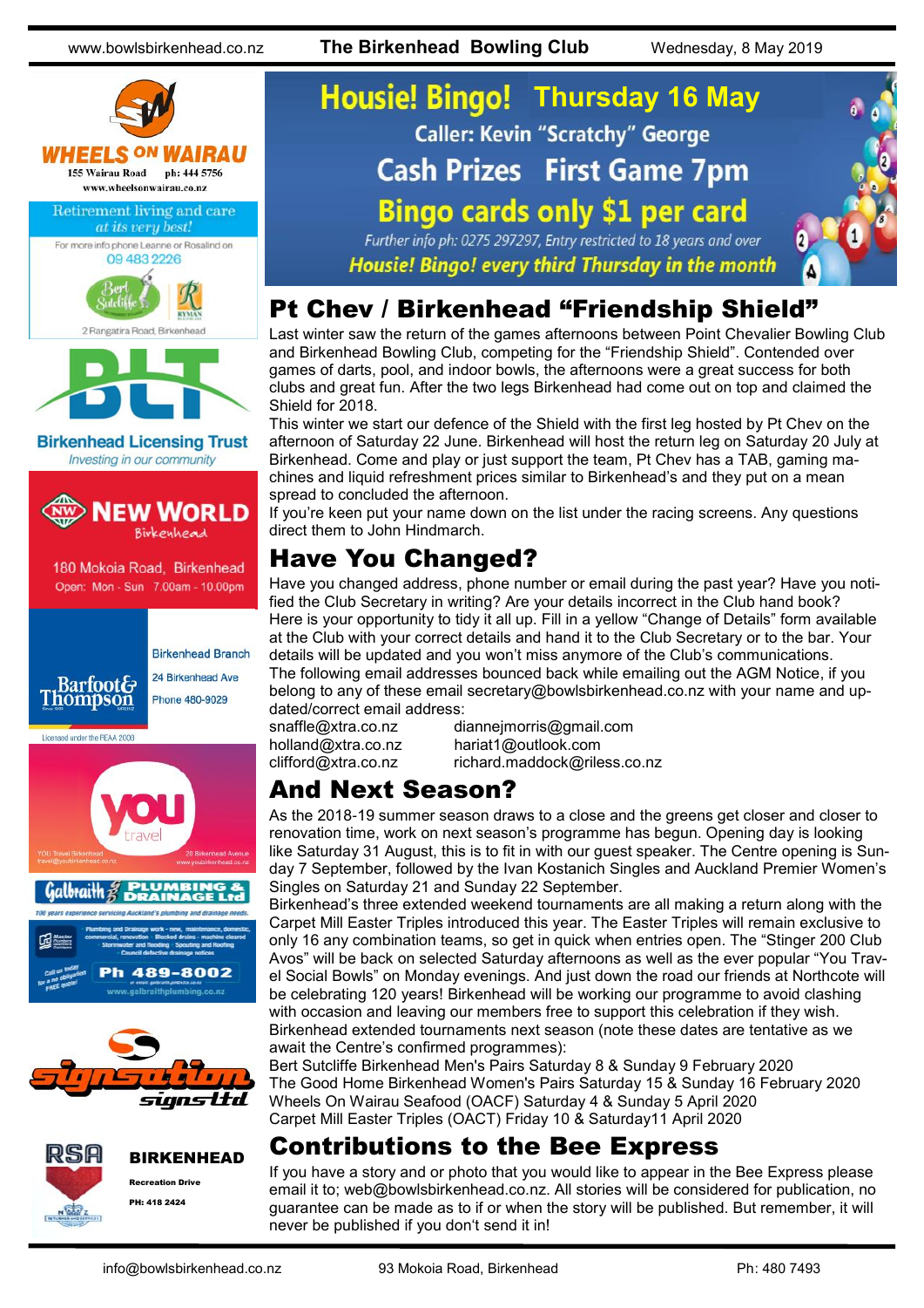# Housie! Bingo! Thursday 16 May

Caller: Kevin "Scratchy" George

Cash Prizes First Game 7pm

Bingo cards only $1 per card

*Further info ph: 0275 297297, Entry restricted to 18 years and over*

***Housie! Bingo! every third Thursday in the month***

## Pt Chev / Birkenhead "Friendship Shield"

Last winter saw the return of the games afternoons between Point Chevalier Bowling Club and Birkenhead Bowling Club, competing for the "Friendship Shield". Contended over games of darts, pool, and indoor bowls, the afternoons were a great success for both clubs and great fun. After the two legs Birkenhead had come out on top and claimed the Shield for 2018.

This winter we start our defence of the Shield with the first leg hosted by Pt Chev on the afternoon of Saturday 22 June. Birkenhead will host the return leg on Saturday 20 July at Birkenhead. Come and play or just support the team, Pt Chev has a TAB, gaming machines and liquid refreshment prices similar to Birkenhead's and they put on a mean spread to concluded the afternoon.

If you're keen put your name down on the list under the racing screens. Any questions direct them to John Hindmarch.

## Have You Changed?

Have you changed address, phone number or email during the past year? Have you notified the Club Secretary in writing? Are your details incorrect in the Club hand book? Here is your opportunity to tidy it all up. Fill in a yellow "Change of Details" form available at the Club with your correct details and hand it to the Club Secretary or to the bar. Your details will be updated and you won't miss anymore of the Club's communications.

The following email addresses bounced back while emailing out the AGM Notice, if you belong to any of these email secretary@bowlsbirkenhead.co.nz with your name and updated/correct email address:

| | |
|---|---|
| snaffle@xtra.co.nz | diannejmorris@gmail.com |
| holland@xtra.co.nz | hariat1@outlook.com |
| clifford@xtra.co.nz | richard.maddock@riless.co.nz |

## And Next Season?

As the 2018-19 summer season draws to a close and the greens get closer and closer to renovation time, work on next season's programme has begun. Opening day is looking like Saturday 31 August, this is to fit in with our guest speaker. The Centre opening is Sunday 7 September, followed by the Ivan Kostanich Singles and Auckland Premier Women's Singles on Saturday 21 and Sunday 22 September.

Birkenhead's three extended weekend tournaments are all making a return along with the Carpet Mill Easter Triples introduced this year. The Easter Triples will remain exclusive to only 16 any combination teams, so get in quick when entries open. The "Stinger 200 Club Avos" will be back on selected Saturday afternoons as well as the ever popular "You Travel Social Bowls" on Monday evenings. And just down the road our friends at Northcote will be celebrating 120 years! Birkenhead will be working our programme to avoid clashing with occasion and leaving our members free to support this celebration if they wish.

Birkenhead extended tournaments next season (note these dates are tentative as we await the Centre's confirmed programmes):

Bert Sutcliffe Birkenhead Men's Pairs Saturday 8 & Sunday 9 February 2020
The Good Home Birkenhead Women's Pairs Saturday 15 & Sunday 16 February 2020
Wheels On Wairau Seafood (OACF) Saturday 4 & Sunday 5 April 2020
Carpet Mill Easter Triples (OACT) Friday 10 & Saturday11 April 2020

## Contributions to the Bee Express

If you have a story and or photo that you would like to appear in the Bee Express please email it to; web@bowlsbirkenhead.co.nz. All stories will be considered for publication, no guarantee can be made as to if or when the story will be published. But remember, it will never be published if you don't send it in!

---

**WHEELS ON WAIRAU**
155 Wairau Road ph: 444 5756
www.wheelsonwairau.co.nz

Retirement living and care *at its very best!*
For more info phone Leanne or Rosalind on 09 483 2226
Bert Sutcliffe — 2 Rangatira Road, Birkenhead

**Birkenhead Licensing Trust**
*Investing in our community*

**NEW WORLD** Birkenhead
180 Mokoia Road, Birkenhead
Open: Mon - Sun 7.00am - 10.00pm

Barfoot & Thompson
Birkenhead Branch
24 Birkenhead Ave
Phone 480-9029
Licensed under the REAA 2008

you travel
YOU Travel Birkenhead travel@youbirkenhead.co.nz
20 Birkenhead Avenue www.youbirkenhead.co.nz

Galbraith Plumbing & Drainage Ltd
100 years experience servicing Auckland's plumbing and drainage needs.
Ph 489-8002
www.galbraithplumbing.co.nz

signsation signs ltd

RSA **BIRKENHEAD**
Recreation Drive
PH: 418 2424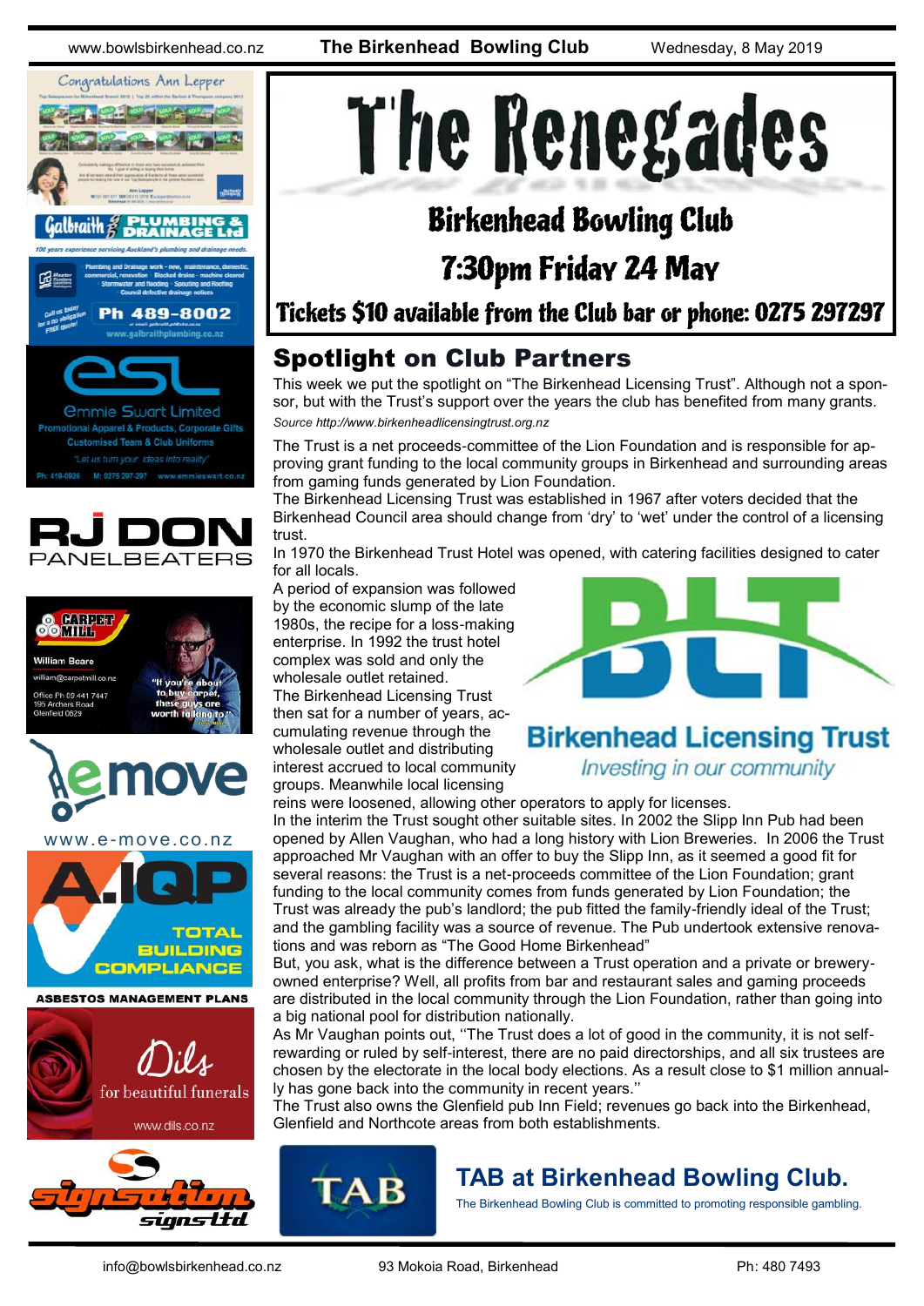# The Renegades

## Birkenhead Bowling Club

## 7:30pm Friday 24 May

**Tickets $10 available from the Club bar or phone: 0275 297297**

## Spotlight on Club Partners

This week we put the spotlight on "The Birkenhead Licensing Trust". Although not a sponsor, but with the Trust's support over the years the club has benefited from many grants.

*Source http://www.birkenheadlicensingtrust.org.nz*

The Trust is a net proceeds-committee of the Lion Foundation and is responsible for approving grant funding to the local community groups in Birkenhead and surrounding areas from gaming funds generated by Lion Foundation.

The Birkenhead Licensing Trust was established in 1967 after voters decided that the Birkenhead Council area should change from 'dry' to 'wet' under the control of a licensing trust.

In 1970 the Birkenhead Trust Hotel was opened, with catering facilities designed to cater for all locals.

A period of expansion was followed by the economic slump of the late 1980s, the recipe for a loss-making enterprise. In 1992 the trust hotel complex was sold and only the wholesale outlet retained.

The Birkenhead Licensing Trust then sat for a number of years, accumulating revenue through the wholesale outlet and distributing interest accrued to local community groups. Meanwhile local licensing reins were loosened, allowing other operators to apply for licenses.

BLT
Birkenhead Licensing Trust
*Investing in our community*

In the interim the Trust sought other suitable sites. In 2002 the Slipp Inn Pub had been opened by Allen Vaughan, who had a long history with Lion Breweries. In 2006 the Trust approached Mr Vaughan with an offer to buy the Slipp Inn, as it seemed a good fit for several reasons: the Trust is a net-proceeds committee of the Lion Foundation; grant funding to the local community comes from funds generated by Lion Foundation; the Trust was already the pub's landlord; the pub fitted the family-friendly ideal of the Trust; and the gambling facility was a source of revenue. The Pub undertook extensive renovations and was reborn as "The Good Home Birkenhead"

But, you ask, what is the difference between a Trust operation and a private or brewery-owned enterprise? Well, all profits from bar and restaurant sales and gaming proceeds are distributed in the local community through the Lion Foundation, rather than going into a big national pool for distribution nationally.

As Mr Vaughan points out, "The Trust does a lot of good in the community, it is not self-rewarding or ruled by self-interest, there are no paid directorships, and all six trustees are chosen by the electorate in the local body elections. As a result close to $1 million annually has gone back into the community in recent years."

The Trust also owns the Glenfield pub Inn Field; revenues go back into the Birkenhead, Glenfield and Northcote areas from both establishments.

## TAB at Birkenhead Bowling Club.

The Birkenhead Bowling Club is committed to promoting responsible gambling.

---

Congratulations Ann Lepper

Galbraith Plumbing & Drainage Ltd
100 years experience servicing Auckland's plumbing and drainage needs.
Plumbing and Drainage work - new, maintenance, domestic, commercial, renovation · Blocked drains - machine cleared · Stormwater and flooding · Spouting and Roofing · Council defective drainage notices
Call us today for a no obligation FREE quote!
Ph 489-8002
www.galbraithplumbing.co.nz

esl
Emmie Swart Limited
Promotional Apparel & Products, Corporate Gifts
Customised Team & Club Uniforms
"Let us turn your ideas into reality"
Ph: 419-0926 M: 0275 297-297 www.emmieswart.co.nz

RJ DON PANELBEATERS

Carpet Mill
William Beare
william@carpetmill.co.nz
Office Ph 09 441 7447
195 Archers Road
Glenfield 0629
"If you're about to buy carpet, these guys are worth talking to."

emove
www.e-move.co.nz

A.IQP
TOTAL BUILDING COMPLIANCE
ASBESTOS MANAGEMENT PLANS

Dils
for beautiful funerals
www.dils.co.nz

signsation signs ltd

info@bowlsbirkenhead.co.nz | 93 Mokoia Road, Birkenhead | Ph: 480 7493